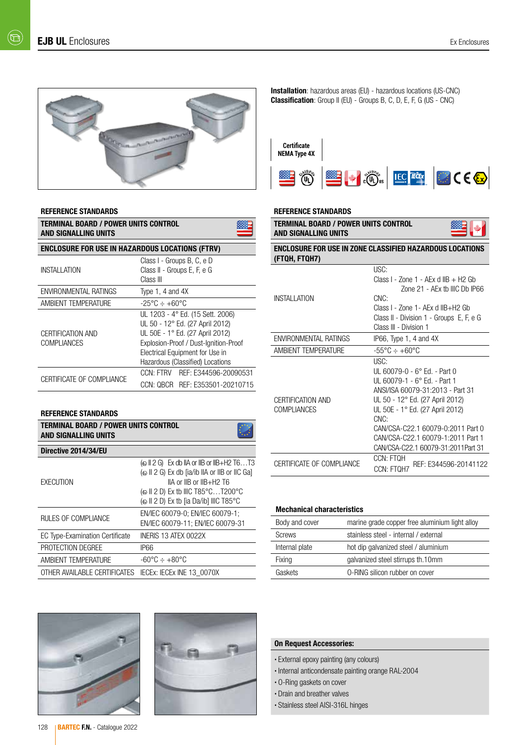# EJB UL Enclosures

**Installation**: hazardous areas (EU) - hazardous locations (US-CNC)
**Classification**: Group II (EU) - Groups B, C, D, E, F, G (US - CNC)

| Certificate NEMA Type 4X |
|---|

## REFERENCE STANDARDS

| TERMINAL BOARD / POWER UNITS CONTROL AND SIGNALLING UNITS | |
|---|---|
| **ENCLOSURE FOR USE IN HAZARDOUS LOCATIONS (FTRV)** | |
| INSTALLATION | Class I - Groups B, C, e D<br>Class II - Groups E, F, e G<br>Class III |
| ENVIRONMENTAL RATINGS | Type 1, 4 and 4X |
| AMBIENT TEMPERATURE | -25°C ÷ +60°C |
| CERTIFICATION AND COMPLIANCES | UL 1203 - 4° Ed. (15 Sett. 2006)<br>UL 50 - 12° Ed. (27 April 2012)<br>UL 50E - 1° Ed. (27 April 2012)<br>Explosion-Proof / Dust-Ignition-Proof Electrical Equipment for Use in Hazardous (Classified) Locations |
| CERTIFICATE OF COMPLIANCE | CCN: FTRV REF: E344596-20090531<br>CCN: QBCR REF: E353501-20210715 |

## REFERENCE STANDARDS

| TERMINAL BOARD / POWER UNITS CONTROL AND SIGNALLING UNITS | |
|---|---|
| **Directive 2014/34/EU** | |
| EXECUTION | II 2 G) Ex db IIA or IIB or IIB+H2 T6…T3<br>II 2 G) Ex db [ia/ib IIA or IIB or IIC Ga] IIA or IIB or IIB+H2 T6<br>II 2 D) Ex tb IIIC T85°C…T200°C<br>II 2 D) Ex tb [ia Da/ib] IIIC T85°C |
| RULES OF COMPLIANCE | EN/IEC 60079-0; EN/IEC 60079-1;<br>EN/IEC 60079-11; EN/IEC 60079-31 |
| EC Type-Examination Certificate | INERIS 13 ATEX 0022X |
| PROTECTION DEGREE | IP66 |
| AMBIENT TEMPERATURE | -60°C ÷ +80°C |
| OTHER AVAILABLE CERTIFICATES | IECEx: IECEx INE 13_0070X |

## REFERENCE STANDARDS

| TERMINAL BOARD / POWER UNITS CONTROL AND SIGNALLING UNITS | |
|---|---|
| **ENCLOSURE FOR USE IN ZONE CLASSIFIED HAZARDOUS LOCATIONS (FTQH, FTQH7)** | |
| INSTALLATION | USC:<br>Class I - Zone 1 - AEx d IIB + H2 Gb<br>Zone 21 - AEx tb IIIC Db IP66<br>CNC:<br>Class I - Zone 1- AEx d IIB+H2 Gb<br>Class II - Division 1 - Groups E, F, e G<br>Class III - Division 1 |
| ENVIRONMENTAL RATINGS | IP66, Type 1, 4 and 4X |
| AMBIENT TEMPERATURE | -55°C ÷ +60°C |
| CERTIFICATION AND COMPLIANCES | USC:<br>UL 60079-0 - 6° Ed. - Part 0<br>UL 60079-1 - 6° Ed. - Part 1<br>ANSI/ISA 60079-31:2013 - Part 31<br>UL 50 - 12° Ed. (27 April 2012)<br>UL 50E - 1° Ed. (27 April 2012)<br>CNC:<br>CAN/CSA-C22.1 60079-0:2011 Part 0<br>CAN/CSA-C22.1 60079-1:2011 Part 1<br>CAN/CSA-C22.1 60079-31:2011Part 31 |
| CERTIFICATE OF COMPLIANCE | CCN: FTQH<br>CCN: FTQH7 REF: E344596-20141122 |

## Mechanical characteristics

| | |
|---|---|
| Body and cover | marine grade copper free aluminium light alloy |
| Screws | stainless steel - internal / external |
| Internal plate | hot dip galvanized steel / aluminium |
| Fixing | galvanized steel stirrups th.10mm |
| Gaskets | O-RING silicon rubber on cover |

## On Request Accessories:

- External epoxy painting (any colours)
- Internal anticondensate painting orange RAL-2004
- O-Ring gaskets on cover
- Drain and breather valves
- Stainless steel AISI-316L hinges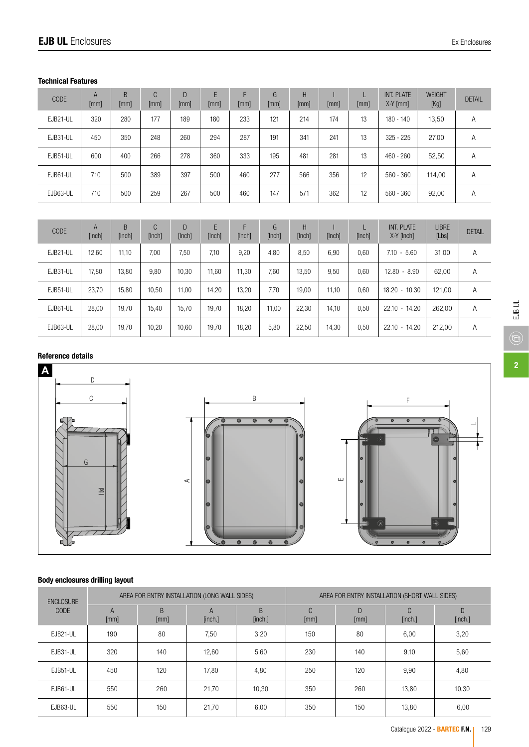## EJB UL Enclosures

### Technical Features

| CODE | A [mm] | B [mm] | C [mm] | D [mm] | E [mm] | F [mm] | G [mm] | H [mm] | I [mm] | L [mm] | INT. PLATE X-Y [mm] | WEIGHT [Kg] | DETAIL |
|---|---|---|---|---|---|---|---|---|---|---|---|---|---|
| EJB21-UL | 320 | 280 | 177 | 189 | 180 | 233 | 121 | 214 | 174 | 13 | 180 - 140 | 13,50 | A |
| EJB31-UL | 450 | 350 | 248 | 260 | 294 | 287 | 191 | 341 | 241 | 13 | 325 - 225 | 27,00 | A |
| EJB51-UL | 600 | 400 | 266 | 278 | 360 | 333 | 195 | 481 | 281 | 13 | 460 - 260 | 52,50 | A |
| EJB61-UL | 710 | 500 | 389 | 397 | 500 | 460 | 277 | 566 | 356 | 12 | 560 - 360 | 114,00 | A |
| EJB63-UL | 710 | 500 | 259 | 267 | 500 | 460 | 147 | 571 | 362 | 12 | 560 - 360 | 92,00 | A |

| CODE | A [Inch] | B [Inch] | C [Inch] | D [Inch] | E [Inch] | F [Inch] | G [Inch] | H [Inch] | I [Inch] | L [Inch] | INT. PLATE X-Y [Inch] | LIBRE [Lbs] | DETAIL |
|---|---|---|---|---|---|---|---|---|---|---|---|---|---|
| EJB21-UL | 12,60 | 11,10 | 7,00 | 7,50 | 7,10 | 9,20 | 4,80 | 8,50 | 6,90 | 0,60 | 7.10 - 5.60 | 31,00 | A |
| EJB31-UL | 17,80 | 13,80 | 9,80 | 10,30 | 11,60 | 11,30 | 7,60 | 13,50 | 9,50 | 0,60 | 12.80 - 8.90 | 62,00 | A |
| EJB51-UL | 23,70 | 15,80 | 10,50 | 11,00 | 14,20 | 13,20 | 7,70 | 19,00 | 11,10 | 0,60 | 18.20 - 10.30 | 121,00 | A |
| EJB61-UL | 28,00 | 19,70 | 15,40 | 15,70 | 19,70 | 18,20 | 11,00 | 22,30 | 14,10 | 0,50 | 22.10 - 14.20 | 262,00 | A |
| EJB63-UL | 28,00 | 19,70 | 10,20 | 10,60 | 19,70 | 18,20 | 5,80 | 22,50 | 14,30 | 0,50 | 22.10 - 14.20 | 212,00 | A |

### Reference details

### Body enclosures drilling layout

| ENCLOSURE CODE | AREA FOR ENTRY INSTALLATION (LONG WALL SIDES) | | | | AREA FOR ENTRY INSTALLATION (SHORT WALL SIDES) | | | |
|---|---|---|---|---|---|---|---|---|
| | A [mm] | B [mm] | A [inch.] | B [inch.] | C [mm] | D [mm] | C [inch.] | D [inch.] |
| EJB21-UL | 190 | 80 | 7,50 | 3,20 | 150 | 80 | 6,00 | 3,20 |
| EJB31-UL | 320 | 140 | 12,60 | 5,60 | 230 | 140 | 9,10 | 5,60 |
| EJB51-UL | 450 | 120 | 17,80 | 4,80 | 250 | 120 | 9,90 | 4,80 |
| EJB61-UL | 550 | 260 | 21,70 | 10,30 | 350 | 260 | 13,80 | 10,30 |
| EJB63-UL | 550 | 150 | 21,70 | 6,00 | 350 | 150 | 13,80 | 6,00 |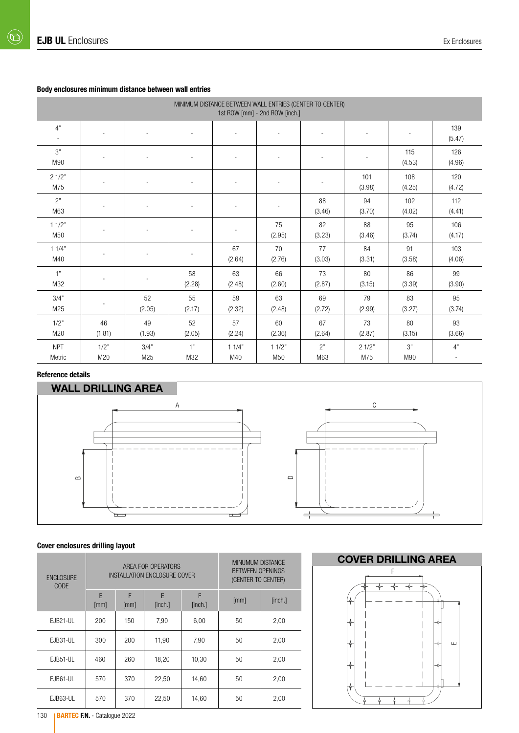## Body enclosures minimum distance between wall entries

| MINIMUM DISTANCE BETWEEN WALL ENTRIES (CENTER TO CENTER) 1st ROW [mm] - 2nd ROW [inch.] | | | | | | | | | |
|---|---|---|---|---|---|---|---|---|---|
| 4" - | - | - | - | - | - | - | - | - | 139 (5.47) |
| 3" M90 | - | - | - | - | - | - | - | 115 (4.53) | 126 (4.96) |
| 2 1/2" M75 | - | - | - | - | - | - | 101 (3.98) | 108 (4.25) | 120 (4.72) |
| 2" M63 | - | - | - | - | - | 88 (3.46) | 94 (3.70) | 102 (4.02) | 112 (4.41) |
| 1 1/2" M50 | - | - | - | - | 75 (2.95) | 82 (3.23) | 88 (3.46) | 95 (3.74) | 106 (4.17) |
| 1 1/4" M40 | - | - | - | 67 (2.64) | 70 (2.76) | 77 (3.03) | 84 (3.31) | 91 (3.58) | 103 (4.06) |
| 1" M32 | - | - | 58 (2.28) | 63 (2.48) | 66 (2.60) | 73 (2.87) | 80 (3.15) | 86 (3.39) | 99 (3.90) |
| 3/4" M25 | - | 52 (2.05) | 55 (2.17) | 59 (2.32) | 63 (2.48) | 69 (2.72) | 79 (2.99) | 83 (3.27) | 95 (3.74) |
| 1/2" M20 | 46 (1.81) | 49 (1.93) | 52 (2.05) | 57 (2.24) | 60 (2.36) | 67 (2.64) | 73 (2.87) | 80 (3.15) | 93 (3.66) |
| NPT Metric | 1/2" M20 | 3/4" M25 | 1" M32 | 1 1/4" M40 | 1 1/2" M50 | 2" M63 | 2 1/2" M75 | 3" M90 | 4" - |

## Reference details

### WALL DRILLING AREA

A B C D

## Cover enclosures drilling layout

| ENCLOSURE CODE | AREA FOR OPERATORS INSTALLATION ENCLOSURE COVER | | | | MINUMUM DISTANCE BETWEEN OPENINGS (CENTER TO CENTER) | |
|---|---|---|---|---|---|---|
| | E [mm] | F [mm] | E [inch.] | F [inch.] | [mm] | [inch.] |
| EJB21-UL | 200 | 150 | 7,90 | 6,00 | 50 | 2,00 |
| EJB31-UL | 300 | 200 | 11,90 | 7,90 | 50 | 2,00 |
| EJB51-UL | 460 | 260 | 18,20 | 10,30 | 50 | 2,00 |
| EJB61-UL | 570 | 370 | 22,50 | 14,60 | 50 | 2,00 |
| EJB63-UL | 570 | 370 | 22,50 | 14,60 | 50 | 2,00 |

### COVER DRILLING AREA

F E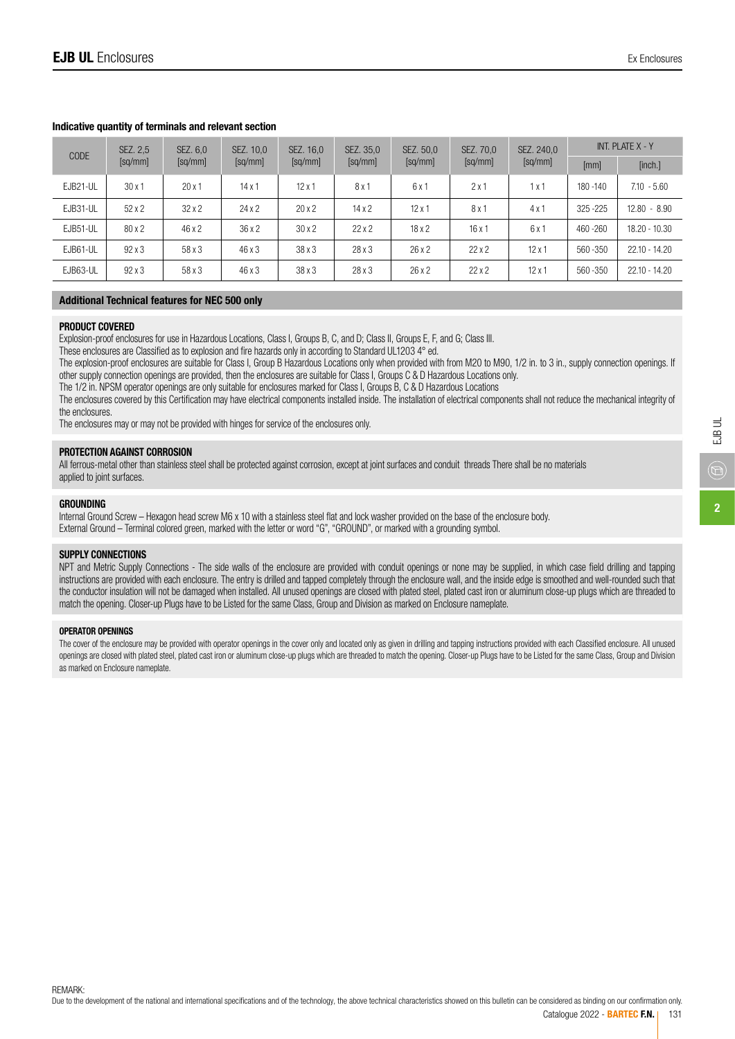# **EJB UL** Enclosures

### Indicative quantity of terminals and relevant section

| CODE | SEZ. 2,5 [sq/mm] | SEZ. 6,0 [sq/mm] | SEZ. 10,0 [sq/mm] | SEZ. 16,0 [sq/mm] | SEZ. 35,0 [sq/mm] | SEZ. 50,0 [sq/mm] | SEZ. 70,0 [sq/mm] | SEZ. 240,0 [sq/mm] | INT. PLATE X - Y | |
|---|---|---|---|---|---|---|---|---|---|---|
| | | | | | | | | | [mm] | [inch.] |
| EJB21-UL | 30 x 1 | 20 x 1 | 14 x 1 | 12 x 1 | 8 x 1 | 6 x 1 | 2 x 1 | 1 x 1 | 180 -140 | 7.10 - 5.60 |
| EJB31-UL | 52 x 2 | 32 x 2 | 24 x 2 | 20 x 2 | 14 x 2 | 12 x 1 | 8 x 1 | 4 x 1 | 325 -225 | 12.80 - 8.90 |
| EJB51-UL | 80 x 2 | 46 x 2 | 36 x 2 | 30 x 2 | 22 x 2 | 18 x 2 | 16 x 1 | 6 x 1 | 460 -260 | 18.20 - 10.30 |
| EJB61-UL | 92 x 3 | 58 x 3 | 46 x 3 | 38 x 3 | 28 x 3 | 26 x 2 | 22 x 2 | 12 x 1 | 560 -350 | 22.10 - 14.20 |
| EJB63-UL | 92 x 3 | 58 x 3 | 46 x 3 | 38 x 3 | 28 x 3 | 26 x 2 | 22 x 2 | 12 x 1 | 560 -350 | 22.10 - 14.20 |

### Additional Technical features for NEC 500 only

#### PRODUCT COVERED

Explosion-proof enclosures for use in Hazardous Locations, Class I, Groups B, C, and D; Class II, Groups E, F, and G; Class III.

These enclosures are Classified as to explosion and fire hazards only in according to Standard UL1203 4° ed.

The explosion-proof enclosures are suitable for Class I, Group B Hazardous Locations only when provided with from M20 to M90, 1/2 in. to 3 in., supply connection openings. If other supply connection openings are provided, then the enclosures are suitable for Class I, Groups C & D Hazardous Locations only.

The 1/2 in. NPSM operator openings are only suitable for enclosures marked for Class I, Groups B, C & D Hazardous Locations

The enclosures covered by this Certification may have electrical components installed inside. The installation of electrical components shall not reduce the mechanical integrity of the enclosures.

The enclosures may or may not be provided with hinges for service of the enclosures only.

#### PROTECTION AGAINST CORROSION

All ferrous-metal other than stainless steel shall be protected against corrosion, except at joint surfaces and conduit threads There shall be no materials applied to joint surfaces.

#### GROUNDING

Internal Ground Screw – Hexagon head screw M6 x 10 with a stainless steel flat and lock washer provided on the base of the enclosure body.

External Ground – Terminal colored green, marked with the letter or word "G", "GROUND", or marked with a grounding symbol.

#### SUPPLY CONNECTIONS

NPT and Metric Supply Connections - The side walls of the enclosure are provided with conduit openings or none may be supplied, in which case field drilling and tapping instructions are provided with each enclosure. The entry is drilled and tapped completely through the enclosure wall, and the inside edge is smoothed and well-rounded such that the conductor insulation will not be damaged when installed. All unused openings are closed with plated steel, plated cast iron or aluminum close-up plugs which are threaded to match the opening. Closer-up Plugs have to be Listed for the same Class, Group and Division as marked on Enclosure nameplate.

#### OPERATOR OPENINGS

The cover of the enclosure may be provided with operator openings in the cover only and located only as given in drilling and tapping instructions provided with each Classified enclosure. All unused openings are closed with plated steel, plated cast iron or aluminum close-up plugs which are threaded to match the opening. Closer-up Plugs have to be Listed for the same Class, Group and Division as marked on Enclosure nameplate.

REMARK:
Due to the development of the national and international specifications and of the technology, the above technical characteristics showed on this bulletin can be considered as binding on our confirmation only.